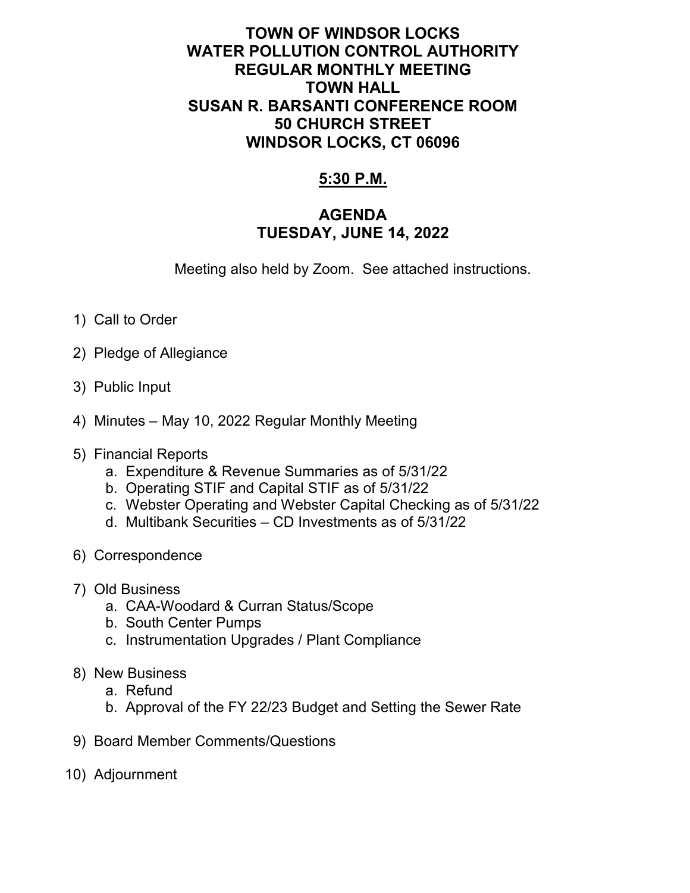# TOWN OF WINDSOR LOCKS
# WATER POLLUTION CONTROL AUTHORITY
# REGULAR MONTHLY MEETING
# TOWN HALL
# SUSAN R. BARSANTI CONFERENCE ROOM
# 50 CHURCH STREET
# WINDSOR LOCKS, CT 06096

## 5:30 P.M.

## AGENDA
## TUESDAY, JUNE 14, 2022

Meeting also held by Zoom. See attached instructions.

1) Call to Order

2) Pledge of Allegiance

3) Public Input

4) Minutes – May 10, 2022 Regular Monthly Meeting

5) Financial Reports
   a. Expenditure & Revenue Summaries as of 5/31/22
   b. Operating STIF and Capital STIF as of 5/31/22
   c. Webster Operating and Webster Capital Checking as of 5/31/22
   d. Multibank Securities – CD Investments as of 5/31/22

6) Correspondence

7) Old Business
   a. CAA-Woodard & Curran Status/Scope
   b. South Center Pumps
   c. Instrumentation Upgrades / Plant Compliance

8) New Business
   a. Refund
   b. Approval of the FY 22/23 Budget and Setting the Sewer Rate

9) Board Member Comments/Questions

10) Adjournment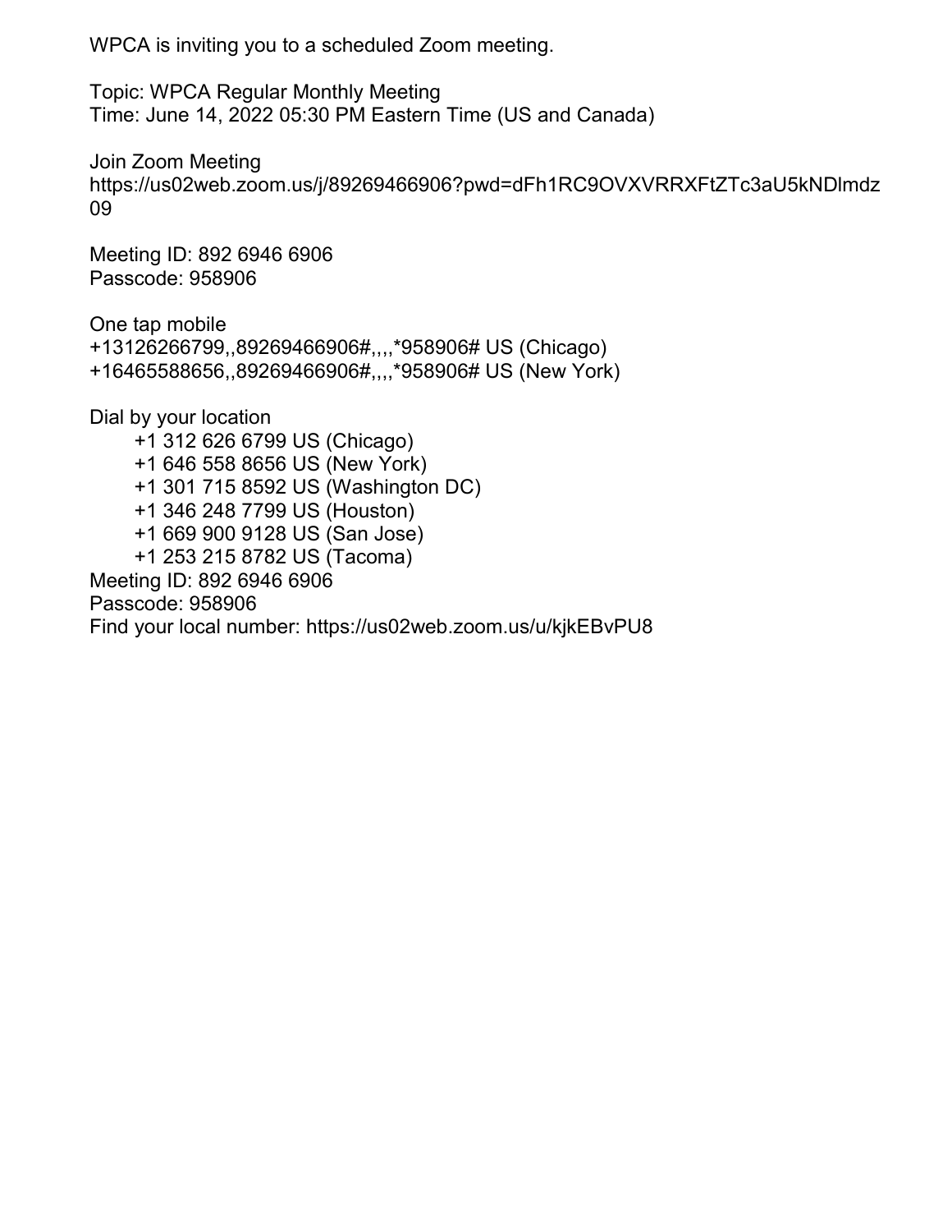WPCA is inviting you to a scheduled Zoom meeting.

Topic: WPCA Regular Monthly Meeting
Time: June 14, 2022 05:30 PM Eastern Time (US and Canada)

Join Zoom Meeting
https://us02web.zoom.us/j/89269466906?pwd=dFh1RC9OVXVRRXFtZTc3aU5kNDlmdz09

Meeting ID: 892 6946 6906
Passcode: 958906

One tap mobile
+13126266799,,89269466906#,,,,*958906# US (Chicago)
+16465588656,,89269466906#,,,,*958906# US (New York)

Dial by your location
+1 312 626 6799 US (Chicago)
+1 646 558 8656 US (New York)
+1 301 715 8592 US (Washington DC)
+1 346 248 7799 US (Houston)
+1 669 900 9128 US (San Jose)
+1 253 215 8782 US (Tacoma)
Meeting ID: 892 6946 6906
Passcode: 958906
Find your local number: https://us02web.zoom.us/u/kjkEBvPU8